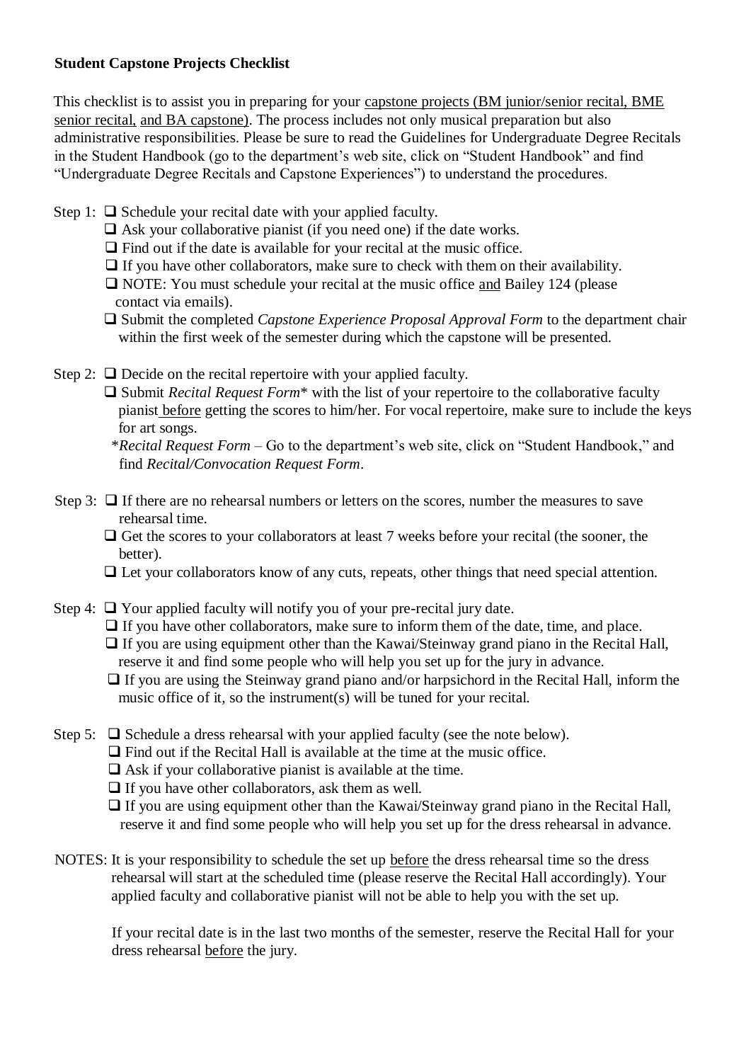**Student Capstone Projects Checklist**

This checklist is to assist you in preparing for your capstone projects (BM junior/senior recital, BME senior recital, and BA capstone). The process includes not only musical preparation but also administrative responsibilities. Please be sure to read the Guidelines for Undergraduate Degree Recitals in the Student Handbook (go to the department's web site, click on "Student Handbook" and find "Undergraduate Degree Recitals and Capstone Experiences") to understand the procedures.

Step 1:
- ❑ Schedule your recital date with your applied faculty.
- ❑ Ask your collaborative pianist (if you need one) if the date works.
- ❑ Find out if the date is available for your recital at the music office.
- ❑ If you have other collaborators, make sure to check with them on their availability.
- ❑ NOTE: You must schedule your recital at the music office and Bailey 124 (please contact via emails).
- ❑ Submit the completed *Capstone Experience Proposal Approval Form* to the department chair within the first week of the semester during which the capstone will be presented.

Step 2:
- ❑ Decide on the recital repertoire with your applied faculty.
- ❑ Submit *Recital Request Form** with the list of your repertoire to the collaborative faculty pianist before getting the scores to him/her. For vocal repertoire, make sure to include the keys for art songs.

  **Recital Request Form* – Go to the department's web site, click on "Student Handbook," and find *Recital/Convocation Request Form*.

Step 3:
- ❑ If there are no rehearsal numbers or letters on the scores, number the measures to save rehearsal time.
- ❑ Get the scores to your collaborators at least 7 weeks before your recital (the sooner, the better).
- ❑ Let your collaborators know of any cuts, repeats, other things that need special attention.

Step 4:
- ❑ Your applied faculty will notify you of your pre-recital jury date.
- ❑ If you have other collaborators, make sure to inform them of the date, time, and place.
- ❑ If you are using equipment other than the Kawai/Steinway grand piano in the Recital Hall, reserve it and find some people who will help you set up for the jury in advance.
- ❑ If you are using the Steinway grand piano and/or harpsichord in the Recital Hall, inform the music office of it, so the instrument(s) will be tuned for your recital.

Step 5:
- ❑ Schedule a dress rehearsal with your applied faculty (see the note below).
- ❑ Find out if the Recital Hall is available at the time at the music office.
- ❑ Ask if your collaborative pianist is available at the time.
- ❑ If you have other collaborators, ask them as well.
- ❑ If you are using equipment other than the Kawai/Steinway grand piano in the Recital Hall, reserve it and find some people who will help you set up for the dress rehearsal in advance.

NOTES: It is your responsibility to schedule the set up before the dress rehearsal time so the dress rehearsal will start at the scheduled time (please reserve the Recital Hall accordingly). Your applied faculty and collaborative pianist will not be able to help you with the set up.

If your recital date is in the last two months of the semester, reserve the Recital Hall for your dress rehearsal before the jury.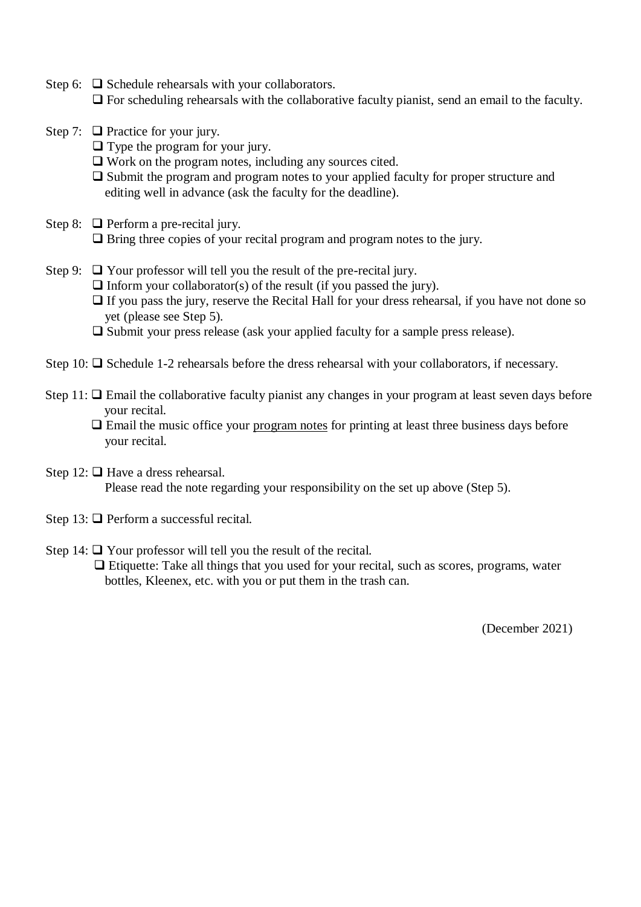Step 6:
- ❑ Schedule rehearsals with your collaborators.
- ❑ For scheduling rehearsals with the collaborative faculty pianist, send an email to the faculty.

Step 7:
- ❑ Practice for your jury.
- ❑ Type the program for your jury.
- ❑ Work on the program notes, including any sources cited.
- ❑ Submit the program and program notes to your applied faculty for proper structure and editing well in advance (ask the faculty for the deadline).

Step 8:
- ❑ Perform a pre-recital jury.
- ❑ Bring three copies of your recital program and program notes to the jury.

Step 9:
- ❑ Your professor will tell you the result of the pre-recital jury.
- ❑ Inform your collaborator(s) of the result (if you passed the jury).
- ❑ If you pass the jury, reserve the Recital Hall for your dress rehearsal, if you have not done so yet (please see Step 5).
- ❑ Submit your press release (ask your applied faculty for a sample press release).

Step 10:
- ❑ Schedule 1-2 rehearsals before the dress rehearsal with your collaborators, if necessary.

Step 11:
- ❑ Email the collaborative faculty pianist any changes in your program at least seven days before your recital.
- ❑ Email the music office your <u>program notes</u> for printing at least three business days before your recital.

Step 12:
- ❑ Have a dress rehearsal.

  Please read the note regarding your responsibility on the set up above (Step 5).

Step 13:
- ❑ Perform a successful recital.

Step 14:
- ❑ Your professor will tell you the result of the recital.
- ❑ Etiquette: Take all things that you used for your recital, such as scores, programs, water bottles, Kleenex, etc. with you or put them in the trash can.

(December 2021)